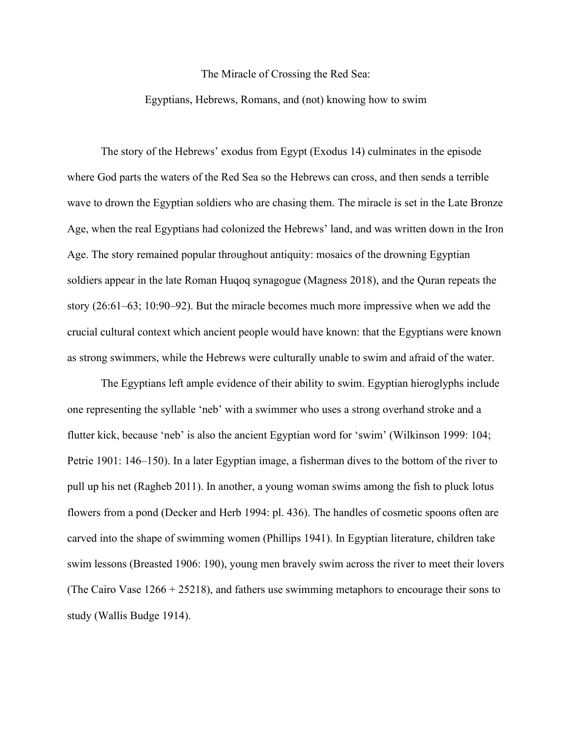# The Miracle of Crossing the Red Sea:

## Egyptians, Hebrews, Romans, and (not) knowing how to swim

The story of the Hebrews' exodus from Egypt (Exodus 14) culminates in the episode where God parts the waters of the Red Sea so the Hebrews can cross, and then sends a terrible wave to drown the Egyptian soldiers who are chasing them. The miracle is set in the Late Bronze Age, when the real Egyptians had colonized the Hebrews' land, and was written down in the Iron Age. The story remained popular throughout antiquity: mosaics of the drowning Egyptian soldiers appear in the late Roman Huqoq synagogue (Magness 2018), and the Quran repeats the story (26:61–63; 10:90–92). But the miracle becomes much more impressive when we add the crucial cultural context which ancient people would have known: that the Egyptians were known as strong swimmers, while the Hebrews were culturally unable to swim and afraid of the water.

The Egyptians left ample evidence of their ability to swim. Egyptian hieroglyphs include one representing the syllable 'neb' with a swimmer who uses a strong overhand stroke and a flutter kick, because 'neb' is also the ancient Egyptian word for 'swim' (Wilkinson 1999: 104; Petrie 1901: 146–150). In a later Egyptian image, a fisherman dives to the bottom of the river to pull up his net (Ragheb 2011). In another, a young woman swims among the fish to pluck lotus flowers from a pond (Decker and Herb 1994: pl. 436). The handles of cosmetic spoons often are carved into the shape of swimming women (Phillips 1941). In Egyptian literature, children take swim lessons (Breasted 1906: 190), young men bravely swim across the river to meet their lovers (The Cairo Vase 1266 + 25218), and fathers use swimming metaphors to encourage their sons to study (Wallis Budge 1914).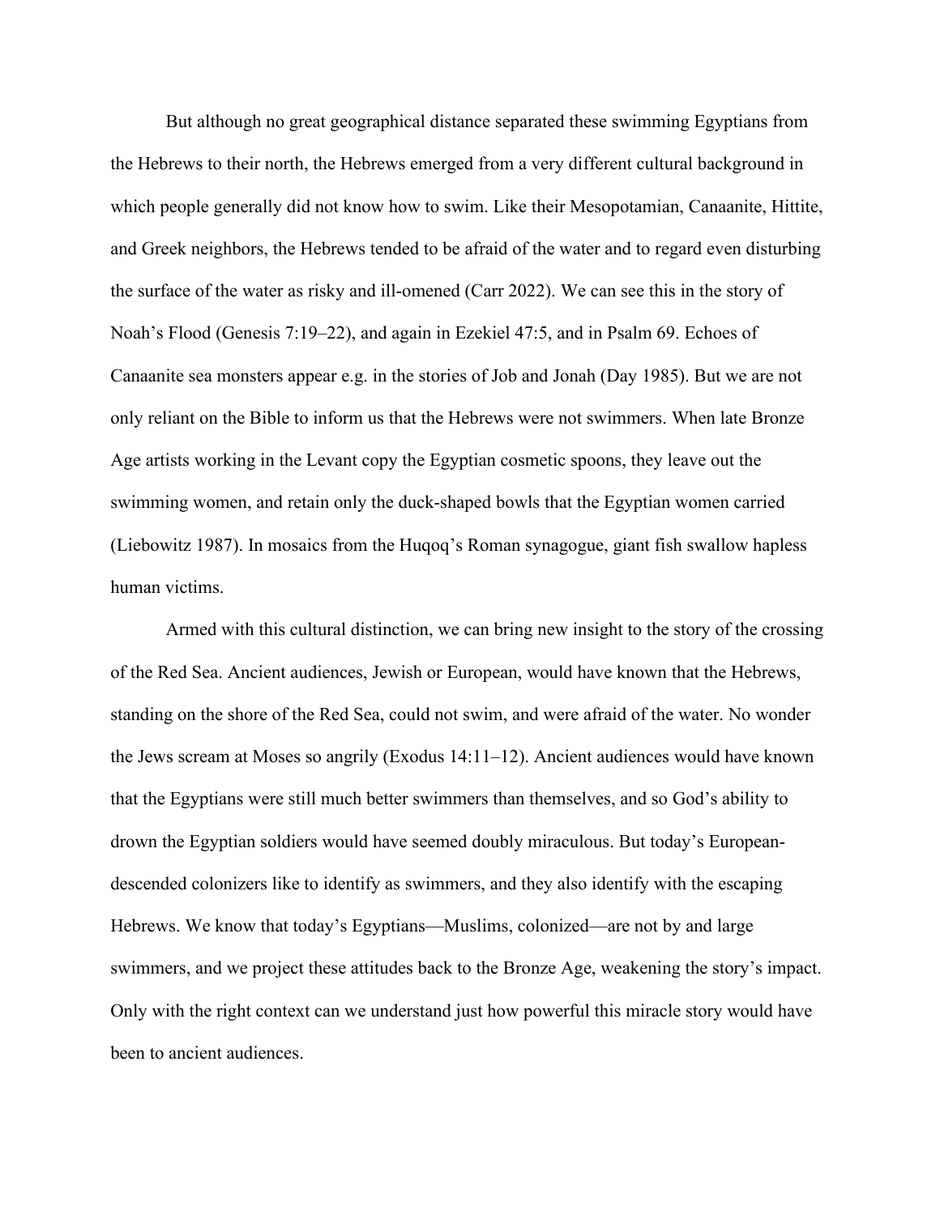But although no great geographical distance separated these swimming Egyptians from the Hebrews to their north, the Hebrews emerged from a very different cultural background in which people generally did not know how to swim. Like their Mesopotamian, Canaanite, Hittite, and Greek neighbors, the Hebrews tended to be afraid of the water and to regard even disturbing the surface of the water as risky and ill-omened (Carr 2022). We can see this in the story of Noah's Flood (Genesis 7:19–22), and again in Ezekiel 47:5, and in Psalm 69. Echoes of Canaanite sea monsters appear e.g. in the stories of Job and Jonah (Day 1985). But we are not only reliant on the Bible to inform us that the Hebrews were not swimmers. When late Bronze Age artists working in the Levant copy the Egyptian cosmetic spoons, they leave out the swimming women, and retain only the duck-shaped bowls that the Egyptian women carried (Liebowitz 1987). In mosaics from the Huqoq's Roman synagogue, giant fish swallow hapless human victims.

Armed with this cultural distinction, we can bring new insight to the story of the crossing of the Red Sea. Ancient audiences, Jewish or European, would have known that the Hebrews, standing on the shore of the Red Sea, could not swim, and were afraid of the water. No wonder the Jews scream at Moses so angrily (Exodus 14:11–12). Ancient audiences would have known that the Egyptians were still much better swimmers than themselves, and so God's ability to drown the Egyptian soldiers would have seemed doubly miraculous. But today's European-descended colonizers like to identify as swimmers, and they also identify with the escaping Hebrews. We know that today's Egyptians—Muslims, colonized—are not by and large swimmers, and we project these attitudes back to the Bronze Age, weakening the story's impact. Only with the right context can we understand just how powerful this miracle story would have been to ancient audiences.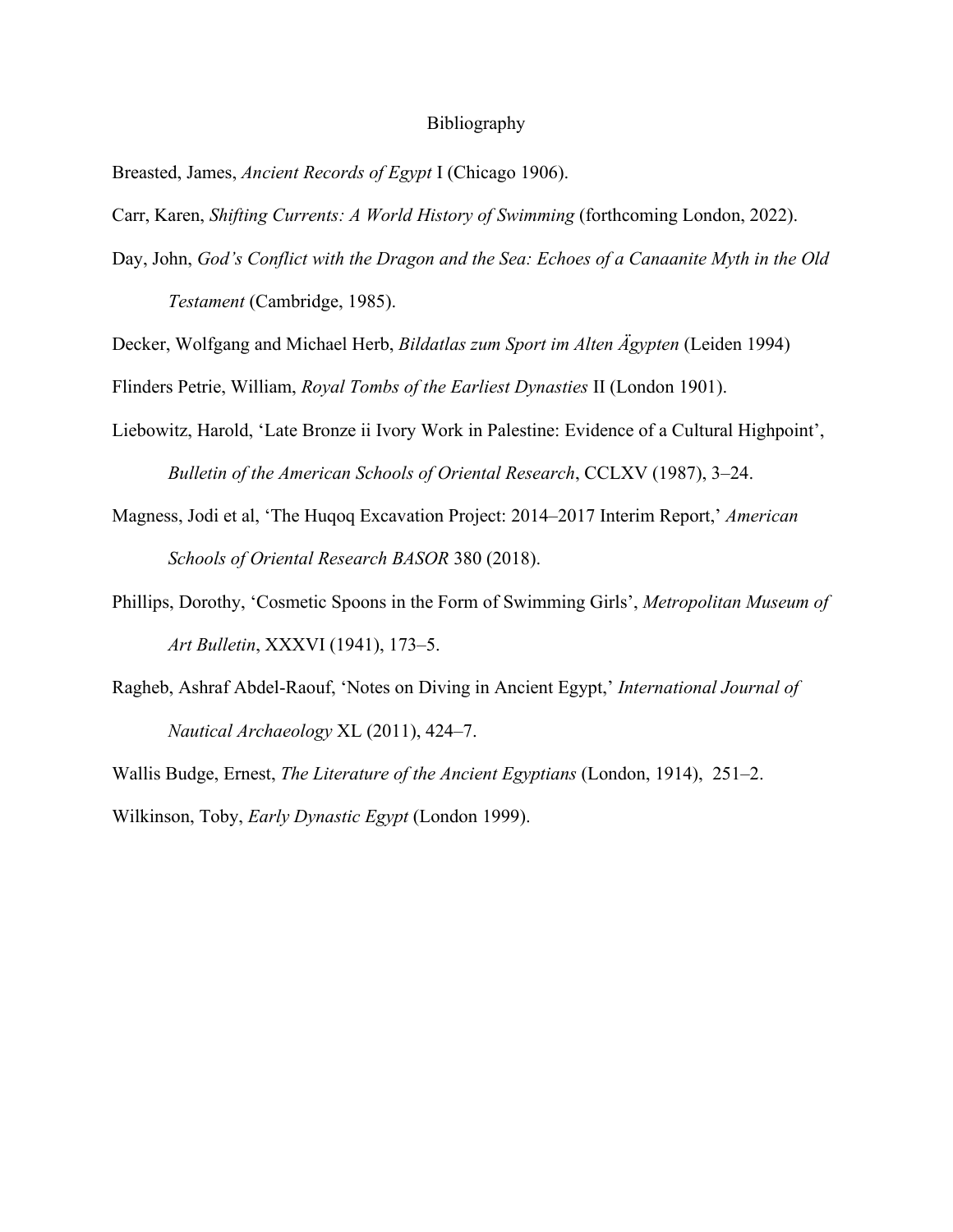# Bibliography

Breasted, James, *Ancient Records of Egypt* I (Chicago 1906).

Carr, Karen, *Shifting Currents: A World History of Swimming* (forthcoming London, 2022).

Day, John, *God's Conflict with the Dragon and the Sea: Echoes of a Canaanite Myth in the Old Testament* (Cambridge, 1985).

Decker, Wolfgang and Michael Herb, *Bildatlas zum Sport im Alten Ägypten* (Leiden 1994)

Flinders Petrie, William, *Royal Tombs of the Earliest Dynasties* II (London 1901).

Liebowitz, Harold, 'Late Bronze ii Ivory Work in Palestine: Evidence of a Cultural Highpoint', *Bulletin of the American Schools of Oriental Research*, CCLXV (1987), 3–24.

Magness, Jodi et al, 'The Huqoq Excavation Project: 2014–2017 Interim Report,' *American Schools of Oriental Research BASOR* 380 (2018).

Phillips, Dorothy, 'Cosmetic Spoons in the Form of Swimming Girls', *Metropolitan Museum of Art Bulletin*, XXXVI (1941), 173–5.

Ragheb, Ashraf Abdel-Raouf, 'Notes on Diving in Ancient Egypt,' *International Journal of Nautical Archaeology* XL (2011), 424–7.

Wallis Budge, Ernest, *The Literature of the Ancient Egyptians* (London, 1914), 251–2.

Wilkinson, Toby, *Early Dynastic Egypt* (London 1999).